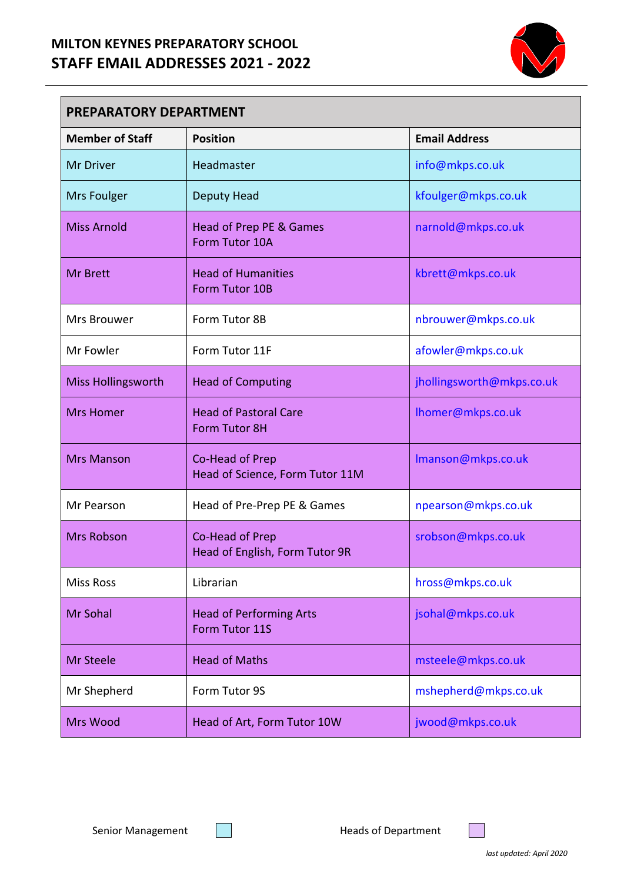# MILTON KEYNES PREPARATORY SCHOOL
## STAFF EMAIL ADDRESSES 2021 - 2022

| PREPARATORY DEPARTMENT | | |
|---|---|---|
| **Member of Staff** | **Position** | **Email Address** |
| Mr Driver | Headmaster | info@mkps.co.uk |
| Mrs Foulger | Deputy Head | kfoulger@mkps.co.uk |
| Miss Arnold | Head of Prep PE & Games<br>Form Tutor 10A | narnold@mkps.co.uk |
| Mr Brett | Head of Humanities<br>Form Tutor 10B | kbrett@mkps.co.uk |
| Mrs Brouwer | Form Tutor 8B | nbrouwer@mkps.co.uk |
| Mr Fowler | Form Tutor 11F | afowler@mkps.co.uk |
| Miss Hollingsworth | Head of Computing | jhollingsworth@mkps.co.uk |
| Mrs Homer | Head of Pastoral Care<br>Form Tutor 8H | lhomer@mkps.co.uk |
| Mrs Manson | Co-Head of Prep<br>Head of Science, Form Tutor 11M | lmanson@mkps.co.uk |
| Mr Pearson | Head of Pre-Prep PE & Games | npearson@mkps.co.uk |
| Mrs Robson | Co-Head of Prep<br>Head of English, Form Tutor 9R | srobson@mkps.co.uk |
| Miss Ross | Librarian | hross@mkps.co.uk |
| Mr Sohal | Head of Performing Arts<br>Form Tutor 11S | jsohal@mkps.co.uk |
| Mr Steele | Head of Maths | msteele@mkps.co.uk |
| Mr Shepherd | Form Tutor 9S | mshepherd@mkps.co.uk |
| Mrs Wood | Head of Art, Form Tutor 10W | jwood@mkps.co.uk |

Senior Management (light blue) &nbsp;&nbsp;&nbsp;&nbsp; Heads of Department (purple)

*last updated: April 2020*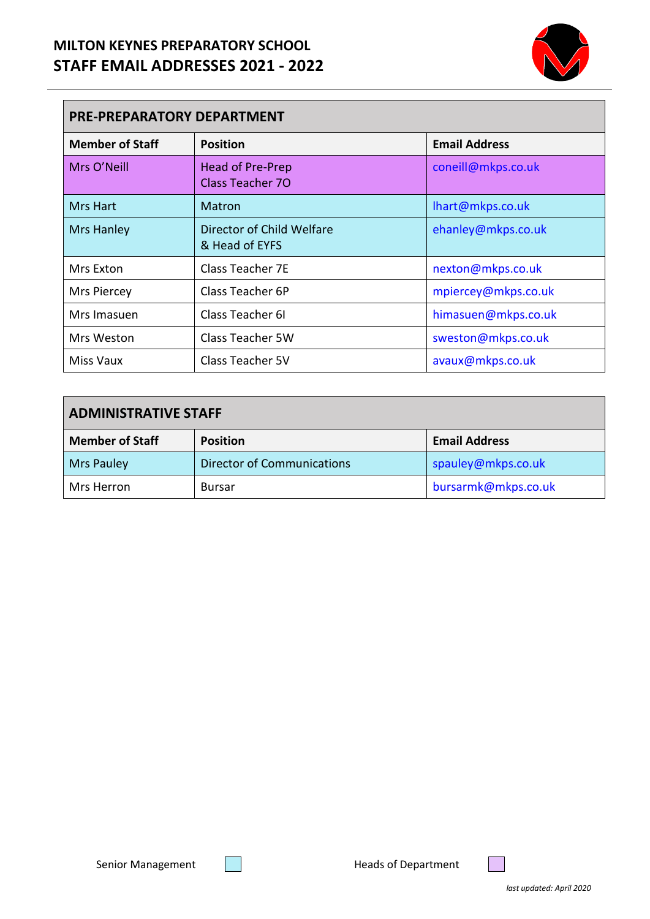## MILTON KEYNES PREPARATORY SCHOOL
## STAFF EMAIL ADDRESSES 2021 - 2022

| PRE-PREPARATORY DEPARTMENT | | |
|---|---|---|
| **Member of Staff** | **Position** | **Email Address** |
| Mrs O'Neill | Head of Pre-Prep<br>Class Teacher 7O | coneill@mkps.co.uk |
| Mrs Hart | Matron | lhart@mkps.co.uk |
| Mrs Hanley | Director of Child Welfare<br>& Head of EYFS | ehanley@mkps.co.uk |
| Mrs Exton | Class Teacher 7E | nexton@mkps.co.uk |
| Mrs Piercey | Class Teacher 6P | mpiercey@mkps.co.uk |
| Mrs Imasuen | Class Teacher 6I | himasuen@mkps.co.uk |
| Mrs Weston | Class Teacher 5W | sweston@mkps.co.uk |
| Miss Vaux | Class Teacher 5V | avaux@mkps.co.uk |

| ADMINISTRATIVE STAFF | | |
|---|---|---|
| **Member of Staff** | **Position** | **Email Address** |
| Mrs Pauley | Director of Communications | spauley@mkps.co.uk |
| Mrs Herron | Bursar | bursarmk@mkps.co.uk |

Senior Management

Heads of Department

*last updated: April 2020*